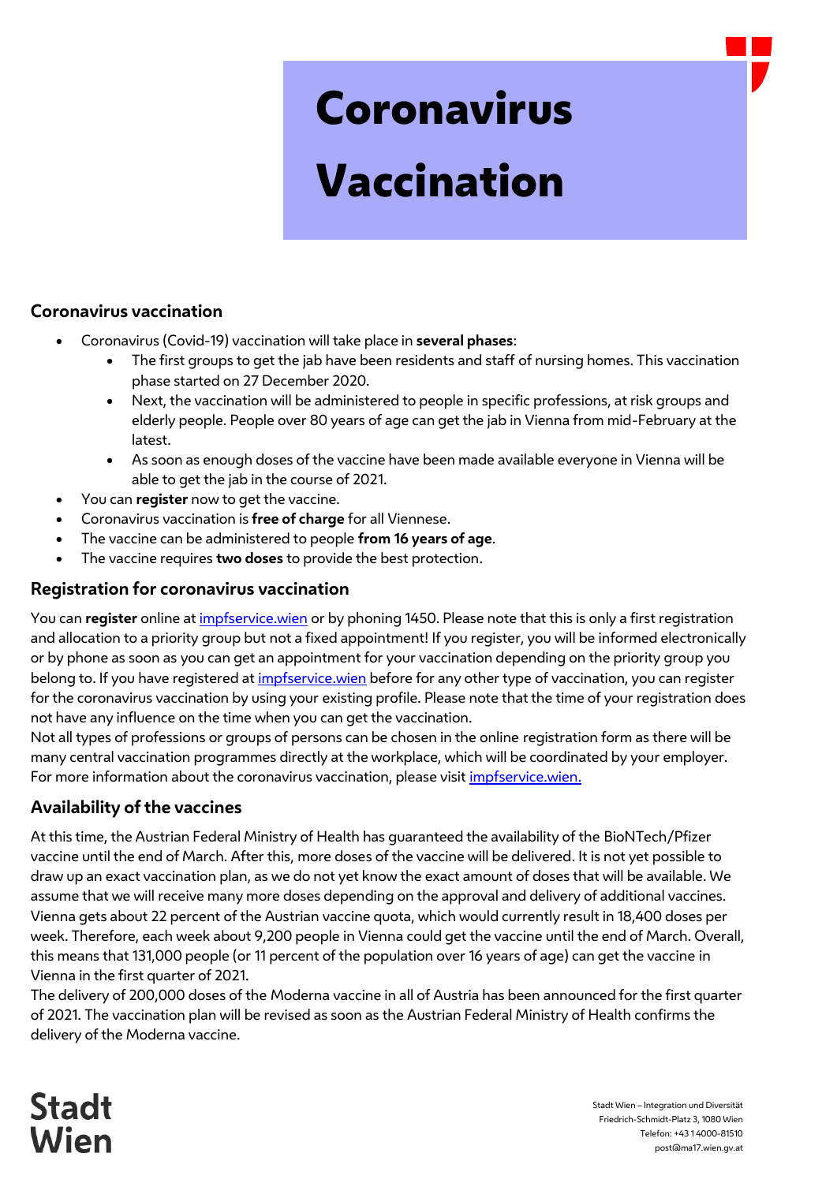# Coronavirus Vaccination

## Coronavirus vaccination

- Coronavirus (Covid-19) vaccination will take place in **several phases**:
  - The first groups to get the jab have been residents and staff of nursing homes. This vaccination phase started on 27 December 2020.
  - Next, the vaccination will be administered to people in specific professions, at risk groups and elderly people. People over 80 years of age can get the jab in Vienna from mid-February at the latest.
  - As soon as enough doses of the vaccine have been made available everyone in Vienna will be able to get the jab in the course of 2021.
- You can **register** now to get the vaccine.
- Coronavirus vaccination is **free of charge** for all Viennese.
- The vaccine can be administered to people **from 16 years of age**.
- The vaccine requires **two doses** to provide the best protection.

## Registration for coronavirus vaccination

You can **register** online at impfservice.wien or by phoning 1450. Please note that this is only a first registration and allocation to a priority group but not a fixed appointment! If you register, you will be informed electronically or by phone as soon as you can get an appointment for your vaccination depending on the priority group you belong to. If you have registered at impfservice.wien before for any other type of vaccination, you can register for the coronavirus vaccination by using your existing profile. Please note that the time of your registration does not have any influence on the time when you can get the vaccination.
Not all types of professions or groups of persons can be chosen in the online registration form as there will be many central vaccination programmes directly at the workplace, which will be coordinated by your employer. For more information about the coronavirus vaccination, please visit impfservice.wien.

## Availability of the vaccines

At this time, the Austrian Federal Ministry of Health has guaranteed the availability of the BioNTech/Pfizer vaccine until the end of March. After this, more doses of the vaccine will be delivered. It is not yet possible to draw up an exact vaccination plan, as we do not yet know the exact amount of doses that will be available. We assume that we will receive many more doses depending on the approval and delivery of additional vaccines. Vienna gets about 22 percent of the Austrian vaccine quota, which would currently result in 18,400 doses per week. Therefore, each week about 9,200 people in Vienna could get the vaccine until the end of March. Overall, this means that 131,000 people (or 11 percent of the population over 16 years of age) can get the vaccine in Vienna in the first quarter of 2021.
The delivery of 200,000 doses of the Moderna vaccine in all of Austria has been announced for the first quarter of 2021. The vaccination plan will be revised as soon as the Austrian Federal Ministry of Health confirms the delivery of the Moderna vaccine.

Stadt Wien

Stadt Wien – Integration und Diversität
Friedrich-Schmidt-Platz 3, 1080 Wien
Telefon: +43 1 4000-81510
post@ma17.wien.gv.at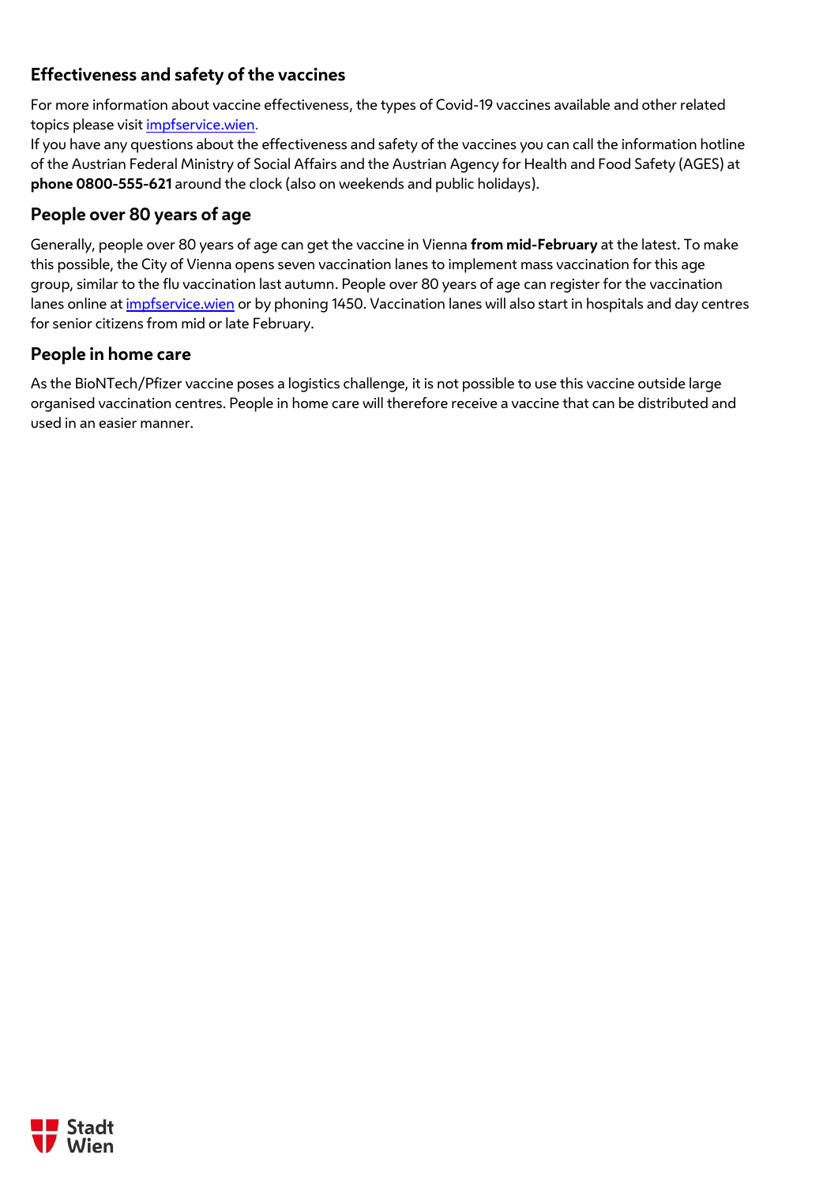## Effectiveness and safety of the vaccines

For more information about vaccine effectiveness, the types of Covid-19 vaccines available and other related topics please visit [impfservice.wien](impfservice.wien).
If you have any questions about the effectiveness and safety of the vaccines you can call the information hotline of the Austrian Federal Ministry of Social Affairs and the Austrian Agency for Health and Food Safety (AGES) at **phone 0800-555-621** around the clock (also on weekends and public holidays).

## People over 80 years of age

Generally, people over 80 years of age can get the vaccine in Vienna **from mid-February** at the latest. To make this possible, the City of Vienna opens seven vaccination lanes to implement mass vaccination for this age group, similar to the flu vaccination last autumn. People over 80 years of age can register for the vaccination lanes online at [impfservice.wien](impfservice.wien) or by phoning 1450. Vaccination lanes will also start in hospitals and day centres for senior citizens from mid or late February.

## People in home care

As the BioNTech/Pfizer vaccine poses a logistics challenge, it is not possible to use this vaccine outside large organised vaccination centres. People in home care will therefore receive a vaccine that can be distributed and used in an easier manner.